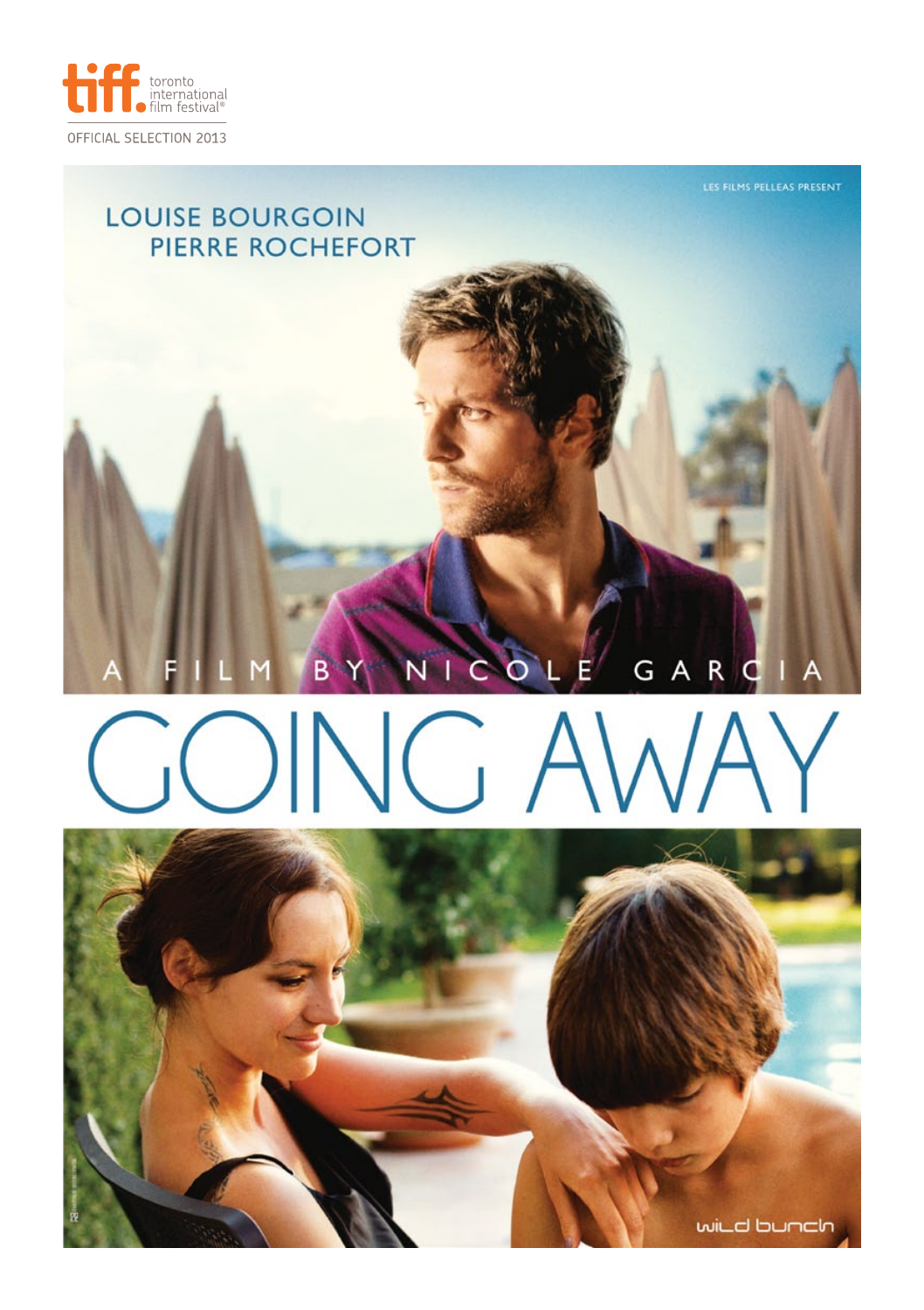tiff. toronto international film festival®

OFFICIAL SELECTION 2013

LES FILMS PELLEAS PRESENT

LOUISE BOURGOIN
PIERRE ROCHEFORT

A FILM BY NICOLE GARCIA

# GOING AWAY

wild bunch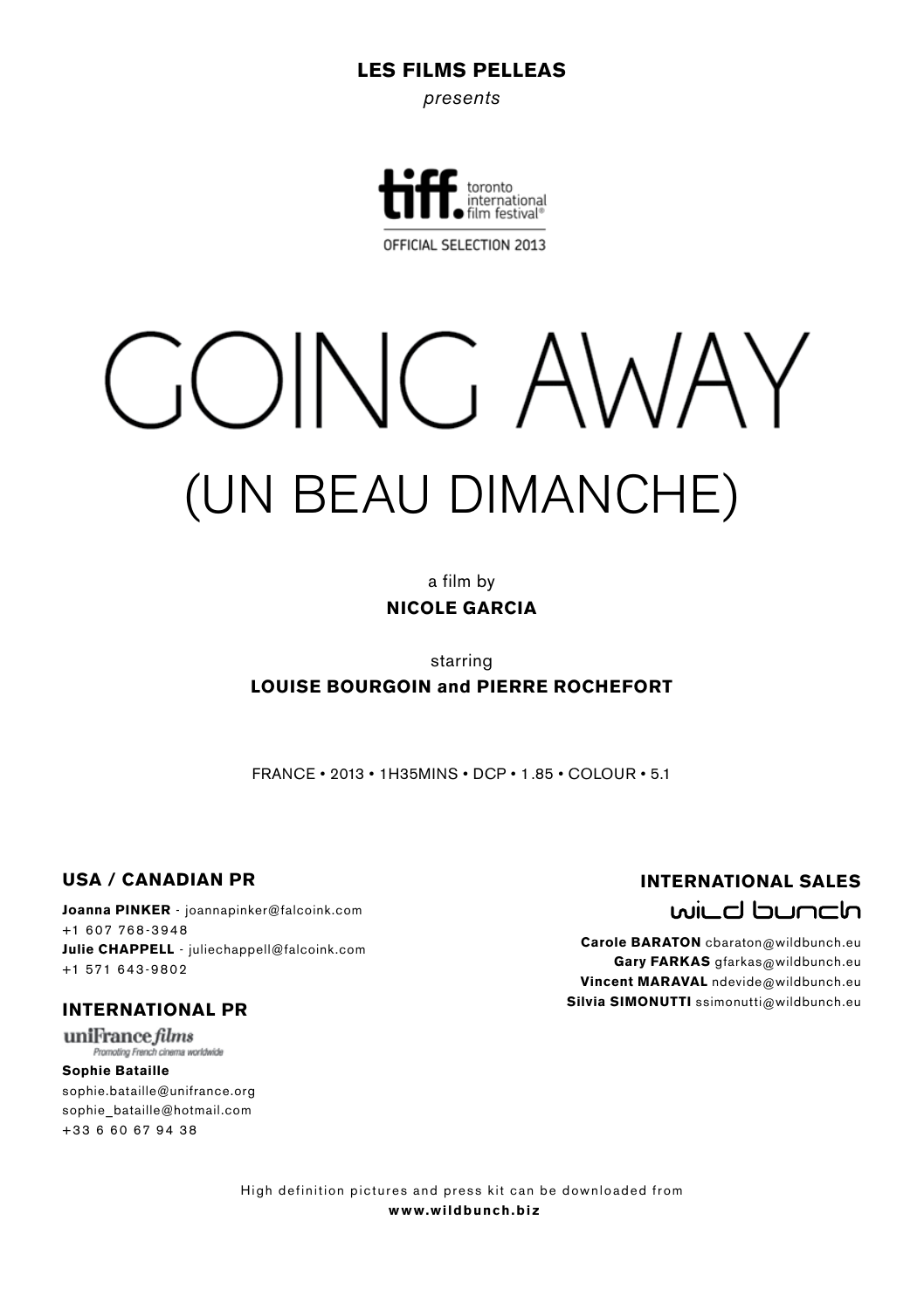**LES FILMS PELLEAS**

*presents*

tiff. toronto international film festival®

OFFICIAL SELECTION 2013

# GOING AWAY

## (UN BEAU DIMANCHE)

a film by

**NICOLE GARCIA**

starring

**LOUISE BOURGOIN and PIERRE ROCHEFORT**

FRANCE • 2013 • 1H35MINS • DCP • 1.85 • COLOUR • 5.1

### USA / CANADIAN PR

**Joanna PINKER** - joannapinker@falcoink.com
+1 607 768-3948
**Julie CHAPPELL** - juliechappell@falcoink.com
+1 571 643-9802

### INTERNATIONAL PR

uniFrance films
Promoting French cinema worldwide

**Sophie Bataille**
sophie.bataille@unifrance.org
sophie_bataille@hotmail.com
+33 6 60 67 94 38

### INTERNATIONAL SALES

wild bunch

**Carole BARATON** cbaraton@wildbunch.eu
**Gary FARKAS** gfarkas@wildbunch.eu
**Vincent MARAVAL** ndevide@wildbunch.eu
**Silvia SIMONUTTI** ssimonutti@wildbunch.eu

High definition pictures and press kit can be downloaded from
**www.wildbunch.biz**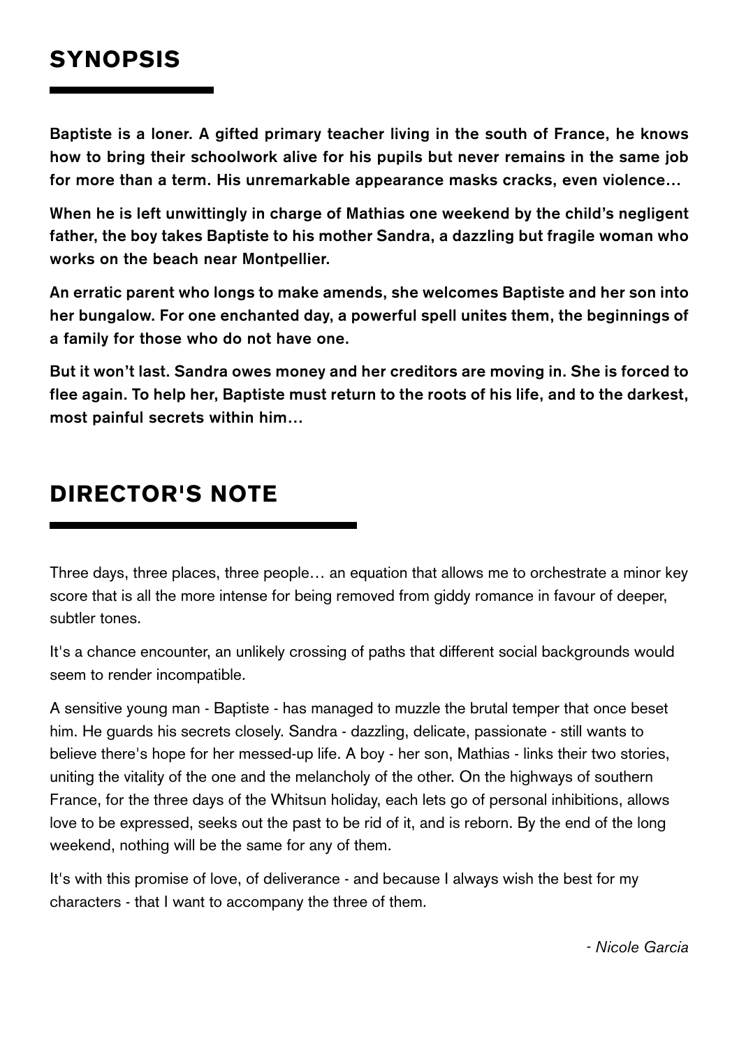## SYNOPSIS

**Baptiste is a loner. A gifted primary teacher living in the south of France, he knows how to bring their schoolwork alive for his pupils but never remains in the same job for more than a term. His unremarkable appearance masks cracks, even violence…**

**When he is left unwittingly in charge of Mathias one weekend by the child's negligent father, the boy takes Baptiste to his mother Sandra, a dazzling but fragile woman who works on the beach near Montpellier.**

**An erratic parent who longs to make amends, she welcomes Baptiste and her son into her bungalow. For one enchanted day, a powerful spell unites them, the beginnings of a family for those who do not have one.**

**But it won't last. Sandra owes money and her creditors are moving in. She is forced to flee again. To help her, Baptiste must return to the roots of his life, and to the darkest, most painful secrets within him…**

## DIRECTOR'S NOTE

Three days, three places, three people… an equation that allows me to orchestrate a minor key score that is all the more intense for being removed from giddy romance in favour of deeper, subtler tones.

It's a chance encounter, an unlikely crossing of paths that different social backgrounds would seem to render incompatible.

A sensitive young man - Baptiste - has managed to muzzle the brutal temper that once beset him. He guards his secrets closely. Sandra - dazzling, delicate, passionate - still wants to believe there's hope for her messed-up life. A boy - her son, Mathias - links their two stories, uniting the vitality of the one and the melancholy of the other. On the highways of southern France, for the three days of the Whitsun holiday, each lets go of personal inhibitions, allows love to be expressed, seeks out the past to be rid of it, and is reborn. By the end of the long weekend, nothing will be the same for any of them.

It's with this promise of love, of deliverance - and because I always wish the best for my characters - that I want to accompany the three of them.

*- Nicole Garcia*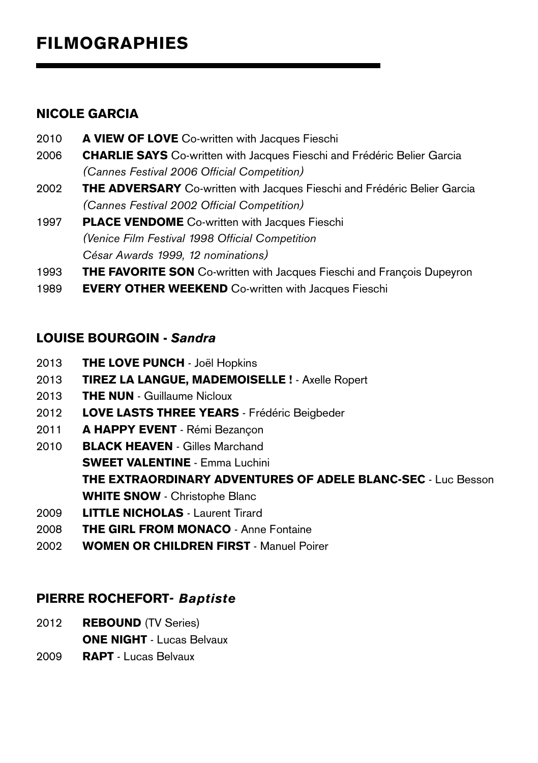# FILMOGRAPHIES

## NICOLE GARCIA

2010 **A VIEW OF LOVE** Co-written with Jacques Fieschi

2006 **CHARLIE SAYS** Co-written with Jacques Fieschi and Frédéric Belier Garcia
*(Cannes Festival 2006 Official Competition)*

2002 **THE ADVERSARY** Co-written with Jacques Fieschi and Frédéric Belier Garcia
*(Cannes Festival 2002 Official Competition)*

1997 **PLACE VENDOME** Co-written with Jacques Fieschi
*(Venice Film Festival 1998 Official Competition
César Awards 1999, 12 nominations)*

1993 **THE FAVORITE SON** Co-written with Jacques Fieschi and François Dupeyron

1989 **EVERY OTHER WEEKEND** Co-written with Jacques Fieschi

## LOUISE BOURGOIN - *Sandra*

2013 **THE LOVE PUNCH** - Joël Hopkins

2013 **TIREZ LA LANGUE, MADEMOISELLE !** - Axelle Ropert

2013 **THE NUN** - Guillaume Nicloux

2012 **LOVE LASTS THREE YEARS** - Frédéric Beigbeder

2011 **A HAPPY EVENT** - Rémi Bezançon

2010 **BLACK HEAVEN** - Gilles Marchand
**SWEET VALENTINE** - Emma Luchini
**THE EXTRAORDINARY ADVENTURES OF ADELE BLANC-SEC** - Luc Besson
**WHITE SNOW** - Christophe Blanc

2009 **LITTLE NICHOLAS** - Laurent Tirard

2008 **THE GIRL FROM MONACO** - Anne Fontaine

2002 **WOMEN OR CHILDREN FIRST** - Manuel Poirer

## PIERRE ROCHEFORT- *Baptiste*

2012 **REBOUND** (TV Series)
**ONE NIGHT** - Lucas Belvaux

2009 **RAPT** - Lucas Belvaux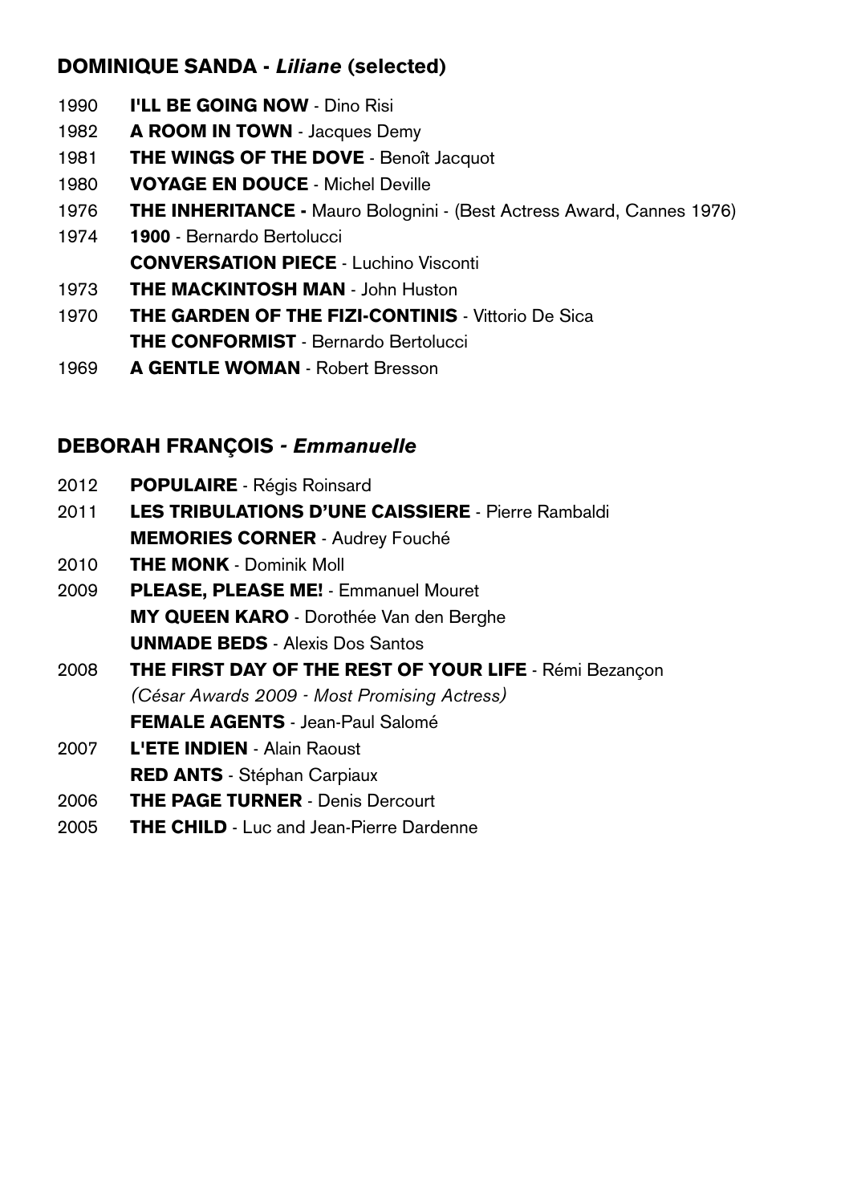## DOMINIQUE SANDA - *Liliane* (selected)

1990 **I'LL BE GOING NOW** - Dino Risi
1982 **A ROOM IN TOWN** - Jacques Demy
1981 **THE WINGS OF THE DOVE** - Benoît Jacquot
1980 **VOYAGE EN DOUCE** - Michel Deville
1976 **THE INHERITANCE -** Mauro Bolognini - (Best Actress Award, Cannes 1976)
1974 **1900** - Bernardo Bertolucci
**CONVERSATION PIECE** - Luchino Visconti
1973 **THE MACKINTOSH MAN** - John Huston
1970 **THE GARDEN OF THE FIZI-CONTINIS** - Vittorio De Sica
**THE CONFORMIST** - Bernardo Bertolucci
1969 **A GENTLE WOMAN** - Robert Bresson

## DEBORAH FRANÇOIS - *Emmanuelle*

2012 **POPULAIRE** - Régis Roinsard
2011 **LES TRIBULATIONS D'UNE CAISSIERE** - Pierre Rambaldi
**MEMORIES CORNER** - Audrey Fouché
2010 **THE MONK** - Dominik Moll
2009 **PLEASE, PLEASE ME!** - Emmanuel Mouret
**MY QUEEN KARO** - Dorothée Van den Berghe
**UNMADE BEDS** - Alexis Dos Santos
2008 **THE FIRST DAY OF THE REST OF YOUR LIFE** - Rémi Bezançon
*(César Awards 2009 - Most Promising Actress)*
**FEMALE AGENTS** - Jean-Paul Salomé
2007 **L'ETE INDIEN** - Alain Raoust
**RED ANTS** - Stéphan Carpiaux
2006 **THE PAGE TURNER** - Denis Dercourt
2005 **THE CHILD** - Luc and Jean-Pierre Dardenne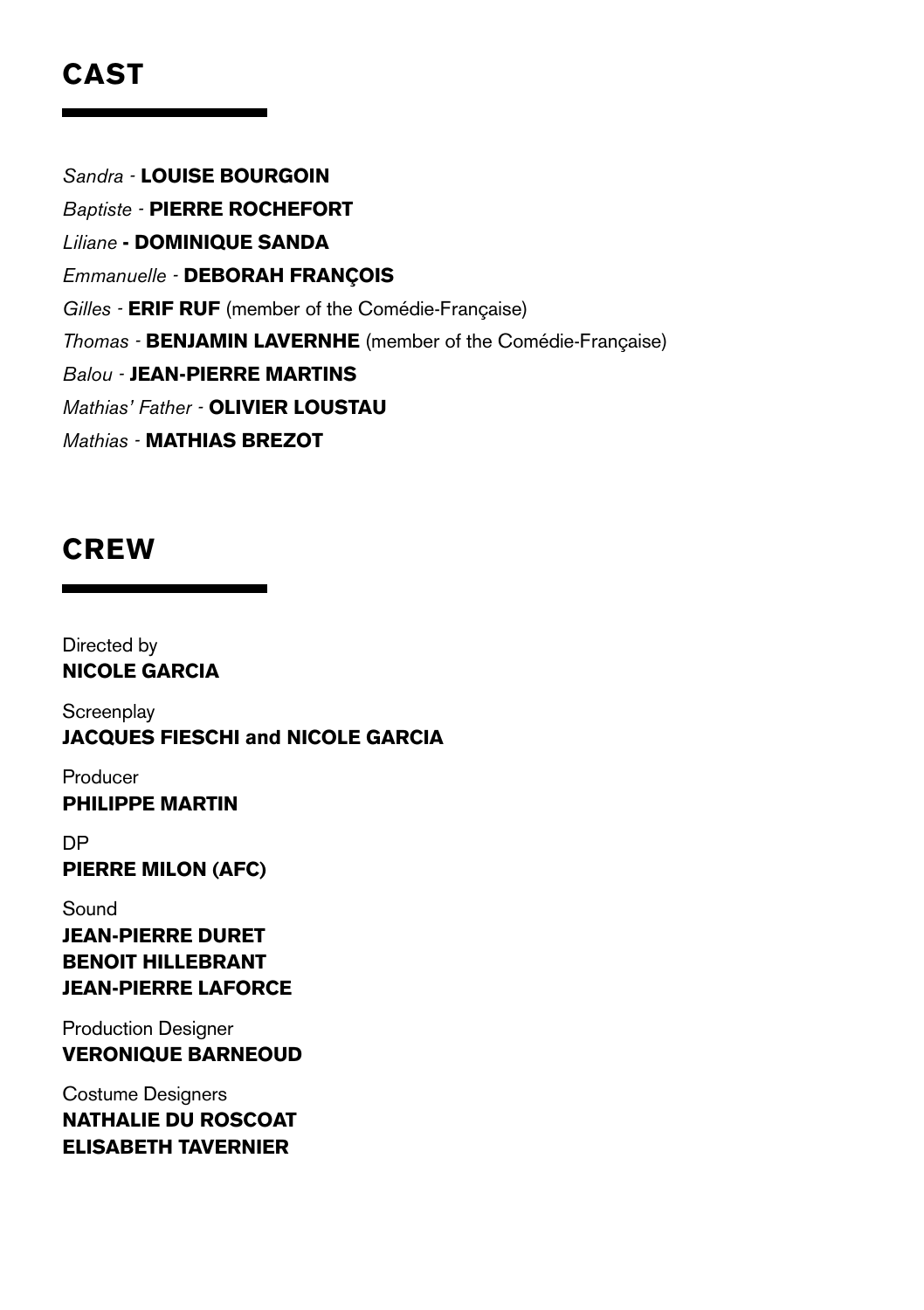## CAST

*Sandra* - **LOUISE BOURGOIN**
*Baptiste* - **PIERRE ROCHEFORT**
*Liliane* **- DOMINIQUE SANDA**
*Emmanuelle* - **DEBORAH FRANÇOIS**
*Gilles* - **ERIF RUF** (member of the Comédie-Française)
*Thomas* - **BENJAMIN LAVERNHE** (member of the Comédie-Française)
*Balou* - **JEAN-PIERRE MARTINS**
*Mathias' Father* - **OLIVIER LOUSTAU**
*Mathias* - **MATHIAS BREZOT**

## CREW

Directed by
**NICOLE GARCIA**

Screenplay
**JACQUES FIESCHI and NICOLE GARCIA**

Producer
**PHILIPPE MARTIN**

DP
**PIERRE MILON (AFC)**

Sound
**JEAN-PIERRE DURET**
**BENOIT HILLEBRANT**
**JEAN-PIERRE LAFORCE**

Production Designer
**VERONIQUE BARNEOUD**

Costume Designers
**NATHALIE DU ROSCOAT**
**ELISABETH TAVERNIER**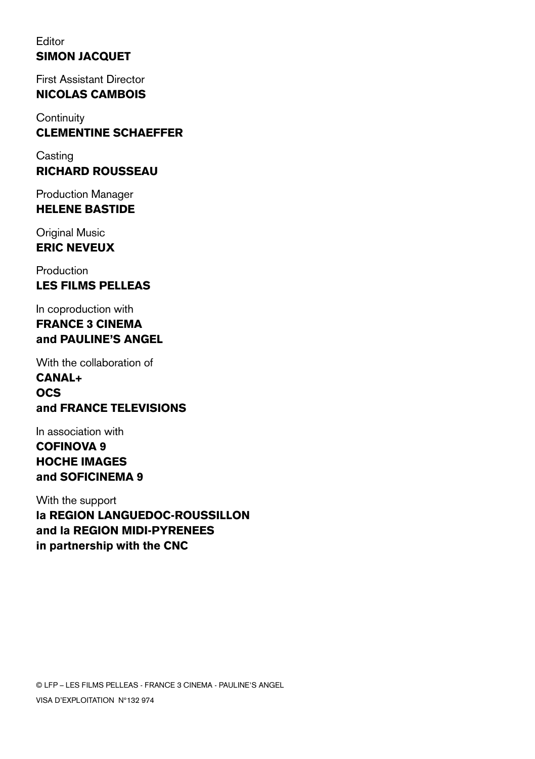Editor
**SIMON JACQUET**

First Assistant Director
**NICOLAS CAMBOIS**

Continuity
**CLEMENTINE SCHAEFFER**

Casting
**RICHARD ROUSSEAU**

Production Manager
**HELENE BASTIDE**

Original Music
**ERIC NEVEUX**

Production
**LES FILMS PELLEAS**

In coproduction with
**FRANCE 3 CINEMA**
**and PAULINE'S ANGEL**

With the collaboration of
**CANAL+**
**OCS**
**and FRANCE TELEVISIONS**

In association with
**COFINOVA 9**
**HOCHE IMAGES**
**and SOFICINEMA 9**

With the support
**la REGION LANGUEDOC-ROUSSILLON**
**and la REGION MIDI-PYRENEES**
**in partnership with the CNC**

© LFP – LES FILMS PELLEAS - FRANCE 3 CINEMA - PAULINE'S ANGEL

VISA D'EXPLOITATION N°132 974